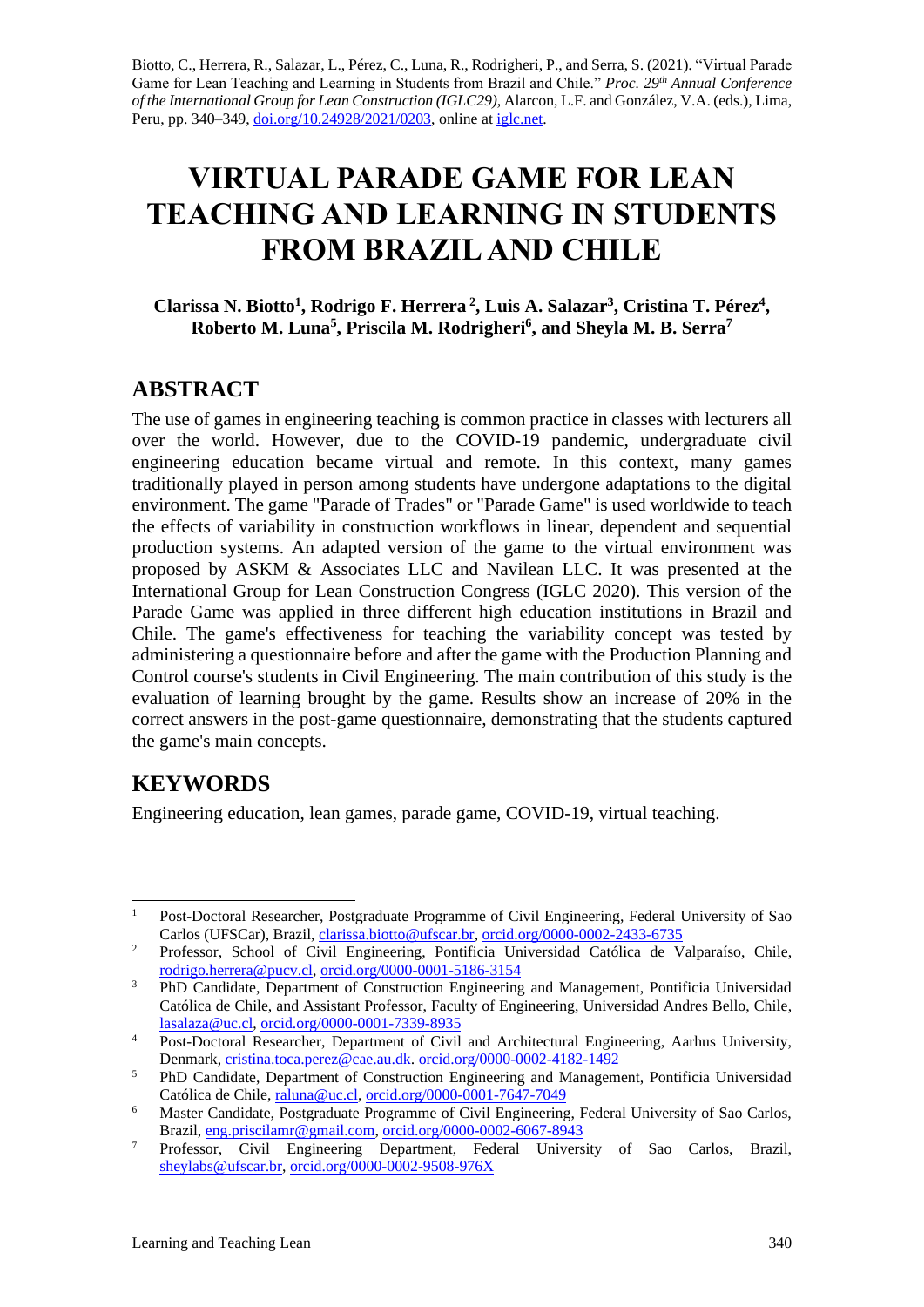Biotto, C., Herrera, R., Salazar, L., Pérez, C., Luna, R., Rodrigheri, P., and Serra, S. (2021). "Virtual Parade Game for Lean Teaching and Learning in Students from Brazil and Chile." *Proc. 29th Annual Conference of the International Group for Lean Construction (IGLC29)*, Alarcon, L.F. and González, V.A. (eds.), Lima, Peru, pp. 340–349, doi.org/10.24928/2021/0203, online at iglc.net.

# VIRTUAL PARADE GAME FOR LEAN TEACHING AND LEARNING IN STUDENTS FROM BRAZIL AND CHILE

**Clarissa N. Biotto[1], Rodrigo F. Herrera [2], Luis A. Salazar[3], Cristina T. Pérez[4], Roberto M. Luna[5], Priscila M. Rodrigheri[6], and Sheyla M. B. Serra[7]**

## ABSTRACT

The use of games in engineering teaching is common practice in classes with lecturers all over the world. However, due to the COVID-19 pandemic, undergraduate civil engineering education became virtual and remote. In this context, many games traditionally played in person among students have undergone adaptations to the digital environment. The game "Parade of Trades" or "Parade Game" is used worldwide to teach the effects of variability in construction workflows in linear, dependent and sequential production systems. An adapted version of the game to the virtual environment was proposed by ASKM & Associates LLC and Navilean LLC. It was presented at the International Group for Lean Construction Congress (IGLC 2020). This version of the Parade Game was applied in three different high education institutions in Brazil and Chile. The game's effectiveness for teaching the variability concept was tested by administering a questionnaire before and after the game with the Production Planning and Control course's students in Civil Engineering. The main contribution of this study is the evaluation of learning brought by the game. Results show an increase of 20% in the correct answers in the post-game questionnaire, demonstrating that the students captured the game's main concepts.

## KEYWORDS

Engineering education, lean games, parade game, COVID-19, virtual teaching.

---

[1] Post-Doctoral Researcher, Postgraduate Programme of Civil Engineering, Federal University of Sao Carlos (UFSCar), Brazil, clarissa.biotto@ufscar.br, orcid.org/0000-0002-2433-6735

[2] Professor, School of Civil Engineering, Pontificia Universidad Católica de Valparaíso, Chile, rodrigo.herrera@pucv.cl, orcid.org/0000-0001-5186-3154

[3] PhD Candidate, Department of Construction Engineering and Management, Pontificia Universidad Católica de Chile, and Assistant Professor, Faculty of Engineering, Universidad Andres Bello, Chile, lasalaza@uc.cl, orcid.org/0000-0001-7339-8935

[4] Post-Doctoral Researcher, Department of Civil and Architectural Engineering, Aarhus University, Denmark, cristina.toca.perez@cae.au.dk. orcid.org/0000-0002-4182-1492

[5] PhD Candidate, Department of Construction Engineering and Management, Pontificia Universidad Católica de Chile, raluna@uc.cl, orcid.org/0000-0001-7647-7049

[6] Master Candidate, Postgraduate Programme of Civil Engineering, Federal University of Sao Carlos, Brazil, eng.priscilamr@gmail.com, orcid.org/0000-0002-6067-8943

[7] Professor, Civil Engineering Department, Federal University of Sao Carlos, Brazil, sheylabs@ufscar.br, orcid.org/0000-0002-9508-976X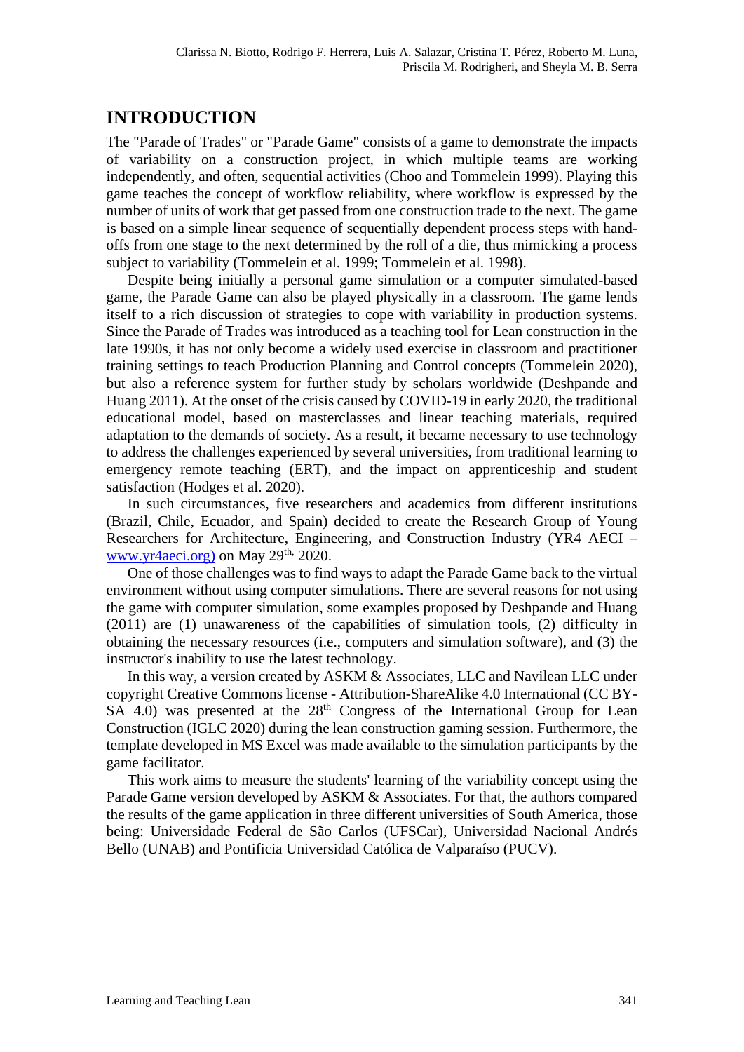## INTRODUCTION

The "Parade of Trades" or "Parade Game" consists of a game to demonstrate the impacts of variability on a construction project, in which multiple teams are working independently, and often, sequential activities (Choo and Tommelein 1999). Playing this game teaches the concept of workflow reliability, where workflow is expressed by the number of units of work that get passed from one construction trade to the next. The game is based on a simple linear sequence of sequentially dependent process steps with hand-offs from one stage to the next determined by the roll of a die, thus mimicking a process subject to variability (Tommelein et al. 1999; Tommelein et al. 1998).

Despite being initially a personal game simulation or a computer simulated-based game, the Parade Game can also be played physically in a classroom. The game lends itself to a rich discussion of strategies to cope with variability in production systems. Since the Parade of Trades was introduced as a teaching tool for Lean construction in the late 1990s, it has not only become a widely used exercise in classroom and practitioner training settings to teach Production Planning and Control concepts (Tommelein 2020), but also a reference system for further study by scholars worldwide (Deshpande and Huang 2011). At the onset of the crisis caused by COVID-19 in early 2020, the traditional educational model, based on masterclasses and linear teaching materials, required adaptation to the demands of society. As a result, it became necessary to use technology to address the challenges experienced by several universities, from traditional learning to emergency remote teaching (ERT), and the impact on apprenticeship and student satisfaction (Hodges et al. 2020).

In such circumstances, five researchers and academics from different institutions (Brazil, Chile, Ecuador, and Spain) decided to create the Research Group of Young Researchers for Architecture, Engineering, and Construction Industry (YR4 AECI – www.yr4aeci.org) on May 29th, 2020.

One of those challenges was to find ways to adapt the Parade Game back to the virtual environment without using computer simulations. There are several reasons for not using the game with computer simulation, some examples proposed by Deshpande and Huang (2011) are (1) unawareness of the capabilities of simulation tools, (2) difficulty in obtaining the necessary resources (i.e., computers and simulation software), and (3) the instructor's inability to use the latest technology.

In this way, a version created by ASKM & Associates, LLC and Navilean LLC under copyright Creative Commons license - Attribution-ShareAlike 4.0 International (CC BY-SA 4.0) was presented at the 28th Congress of the International Group for Lean Construction (IGLC 2020) during the lean construction gaming session. Furthermore, the template developed in MS Excel was made available to the simulation participants by the game facilitator.

This work aims to measure the students' learning of the variability concept using the Parade Game version developed by ASKM & Associates. For that, the authors compared the results of the game application in three different universities of South America, those being: Universidade Federal de São Carlos (UFSCar), Universidad Nacional Andrés Bello (UNAB) and Pontificia Universidad Católica de Valparaíso (PUCV).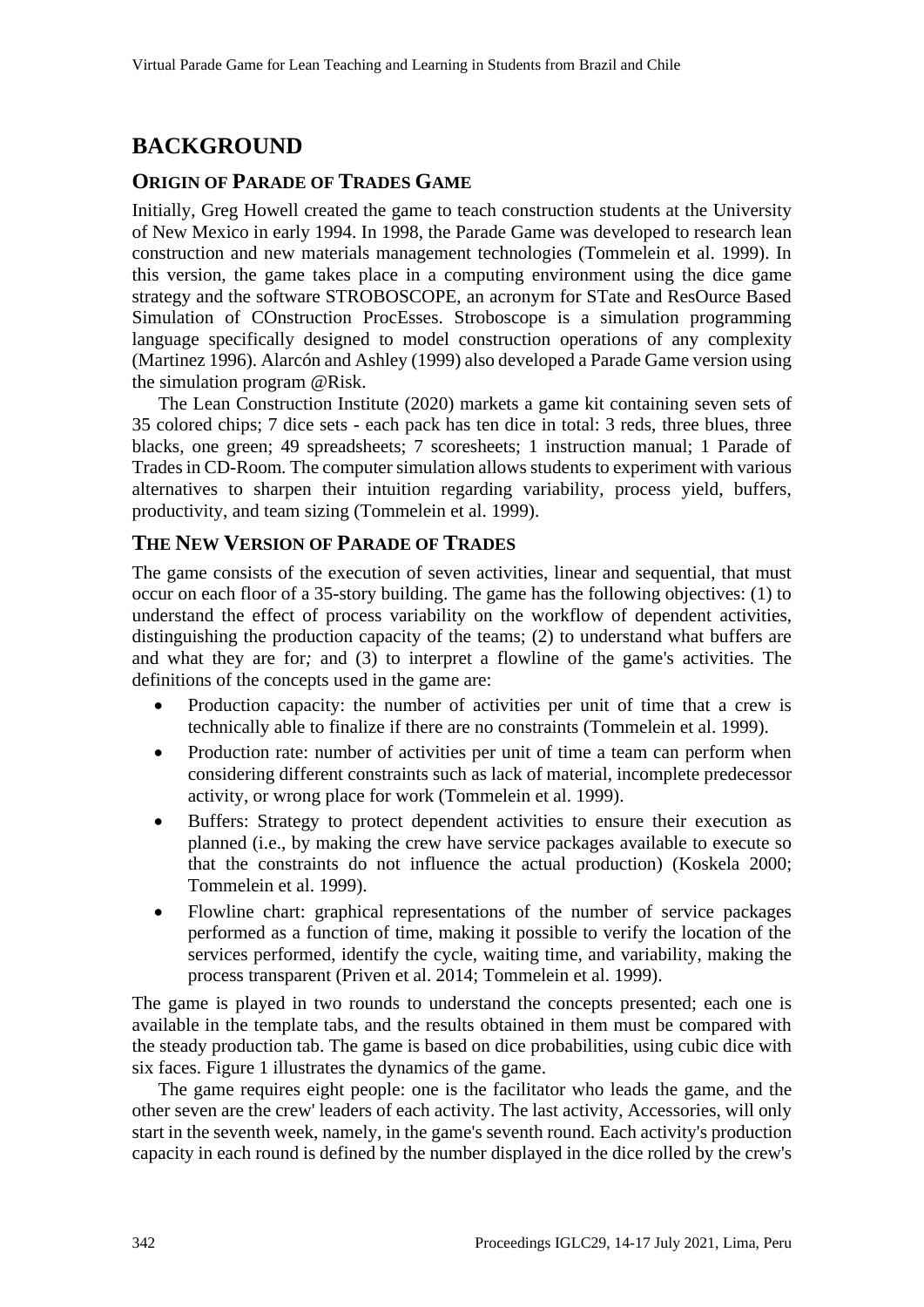# BACKGROUND

## ORIGIN OF PARADE OF TRADES GAME

Initially, Greg Howell created the game to teach construction students at the University of New Mexico in early 1994. In 1998, the Parade Game was developed to research lean construction and new materials management technologies (Tommelein et al. 1999). In this version, the game takes place in a computing environment using the dice game strategy and the software STROBOSCOPE, an acronym for STate and ResOurce Based Simulation of COnstruction ProcEsses. Stroboscope is a simulation programming language specifically designed to model construction operations of any complexity (Martinez 1996). Alarcón and Ashley (1999) also developed a Parade Game version using the simulation program @Risk.

The Lean Construction Institute (2020) markets a game kit containing seven sets of 35 colored chips; 7 dice sets - each pack has ten dice in total: 3 reds, three blues, three blacks, one green; 49 spreadsheets; 7 scoresheets; 1 instruction manual; 1 Parade of Trades in CD-Room. The computer simulation allows students to experiment with various alternatives to sharpen their intuition regarding variability, process yield, buffers, productivity, and team sizing (Tommelein et al. 1999).

## THE NEW VERSION OF PARADE OF TRADES

The game consists of the execution of seven activities, linear and sequential, that must occur on each floor of a 35-story building. The game has the following objectives: (1) to understand the effect of process variability on the workflow of dependent activities, distinguishing the production capacity of the teams; (2) to understand what buffers are and what they are for*;* and (3) to interpret a flowline of the game's activities. The definitions of the concepts used in the game are:

- Production capacity: the number of activities per unit of time that a crew is technically able to finalize if there are no constraints (Tommelein et al. 1999).
- Production rate: number of activities per unit of time a team can perform when considering different constraints such as lack of material, incomplete predecessor activity, or wrong place for work (Tommelein et al. 1999).
- Buffers: Strategy to protect dependent activities to ensure their execution as planned (i.e., by making the crew have service packages available to execute so that the constraints do not influence the actual production) (Koskela 2000; Tommelein et al. 1999).
- Flowline chart: graphical representations of the number of service packages performed as a function of time, making it possible to verify the location of the services performed, identify the cycle, waiting time, and variability, making the process transparent (Priven et al. 2014; Tommelein et al. 1999).

The game is played in two rounds to understand the concepts presented; each one is available in the template tabs, and the results obtained in them must be compared with the steady production tab. The game is based on dice probabilities, using cubic dice with six faces. Figure 1 illustrates the dynamics of the game.

The game requires eight people: one is the facilitator who leads the game, and the other seven are the crew' leaders of each activity. The last activity, Accessories, will only start in the seventh week, namely, in the game's seventh round. Each activity's production capacity in each round is defined by the number displayed in the dice rolled by the crew's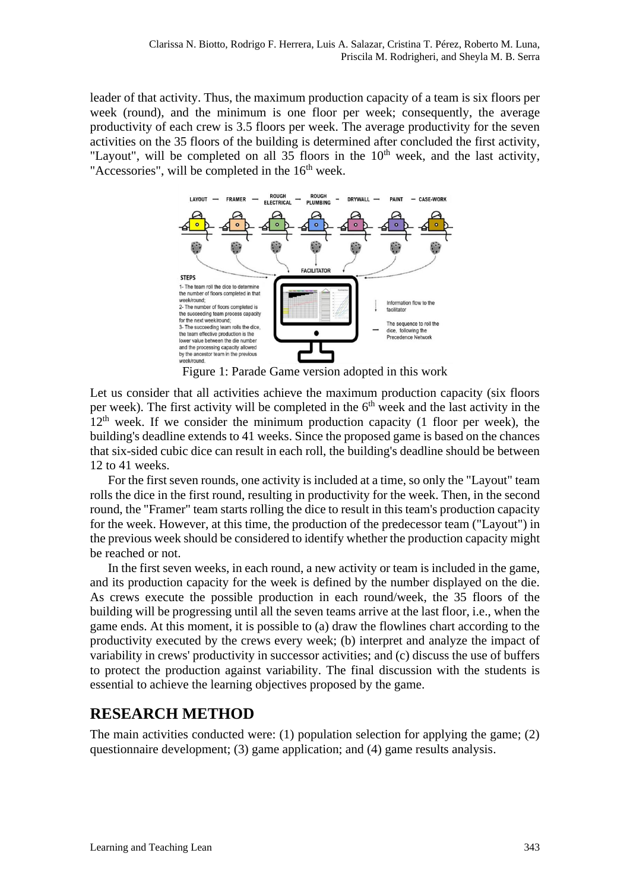leader of that activity. Thus, the maximum production capacity of a team is six floors per week (round), and the minimum is one floor per week; consequently, the average productivity of each crew is 3.5 floors per week. The average productivity for the seven activities on the 35 floors of the building is determined after concluded the first activity, "Layout", will be completed on all 35 floors in the 10th week, and the last activity, "Accessories", will be completed in the 16th week.

Figure 1: Parade Game version adopted in this work

Let us consider that all activities achieve the maximum production capacity (six floors per week). The first activity will be completed in the 6th week and the last activity in the 12th week. If we consider the minimum production capacity (1 floor per week), the building's deadline extends to 41 weeks. Since the proposed game is based on the chances that six-sided cubic dice can result in each roll, the building's deadline should be between 12 to 41 weeks.

For the first seven rounds, one activity is included at a time, so only the "Layout" team rolls the dice in the first round, resulting in productivity for the week. Then, in the second round, the "Framer" team starts rolling the dice to result in this team's production capacity for the week. However, at this time, the production of the predecessor team ("Layout") in the previous week should be considered to identify whether the production capacity might be reached or not.

In the first seven weeks, in each round, a new activity or team is included in the game, and its production capacity for the week is defined by the number displayed on the die. As crews execute the possible production in each round/week, the 35 floors of the building will be progressing until all the seven teams arrive at the last floor, i.e., when the game ends. At this moment, it is possible to (a) draw the flowlines chart according to the productivity executed by the crews every week; (b) interpret and analyze the impact of variability in crews' productivity in successor activities; and (c) discuss the use of buffers to protect the production against variability. The final discussion with the students is essential to achieve the learning objectives proposed by the game.

## RESEARCH METHOD

The main activities conducted were: (1) population selection for applying the game; (2) questionnaire development; (3) game application; and (4) game results analysis.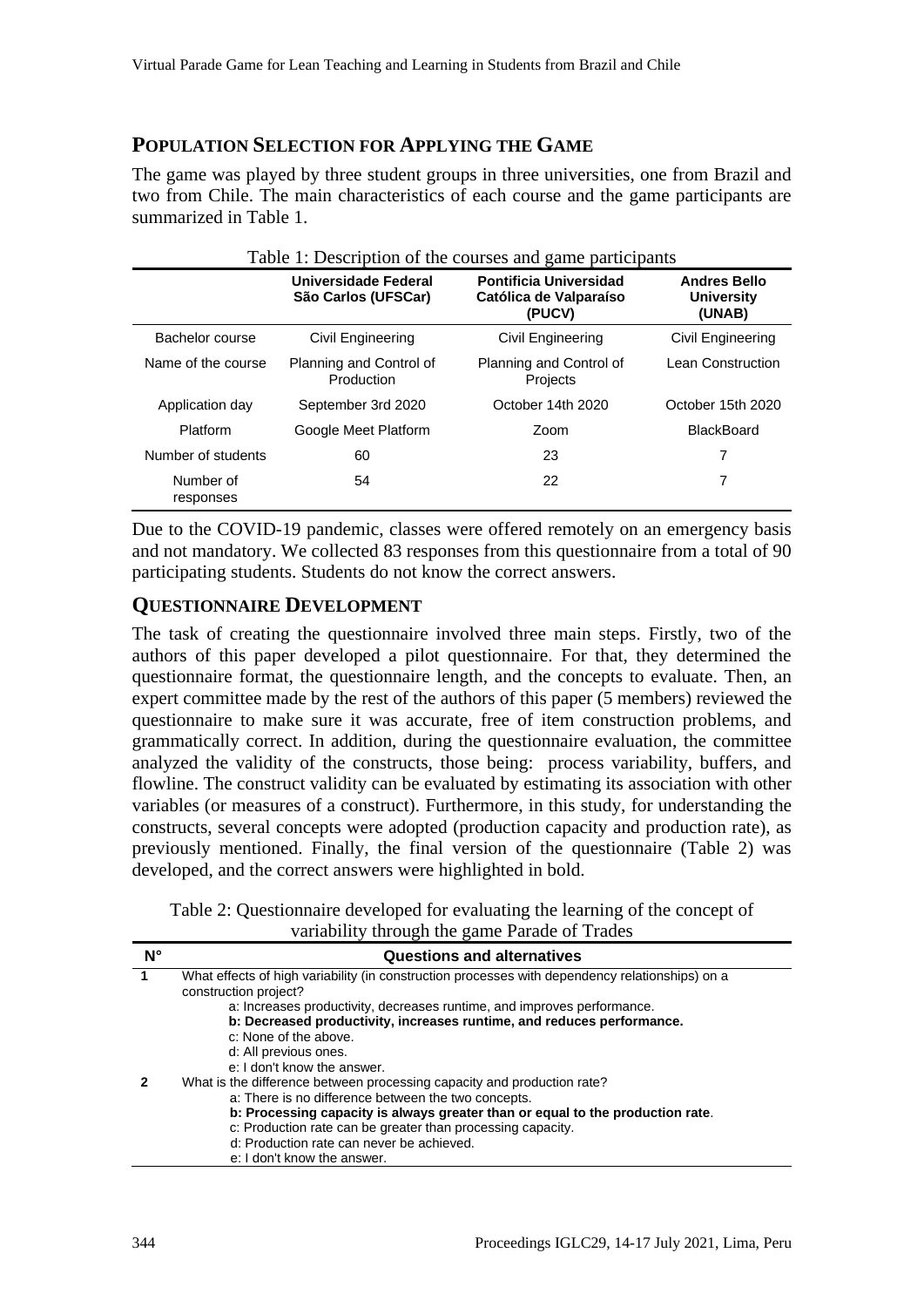## POPULATION SELECTION FOR APPLYING THE GAME

The game was played by three student groups in three universities, one from Brazil and two from Chile. The main characteristics of each course and the game participants are summarized in Table 1.

Table 1: Description of the courses and game participants

| | **Universidade Federal São Carlos (UFSCar)** | **Pontificia Universidad Católica de Valparaíso (PUCV)** | **Andres Bello University (UNAB)** |
|---|---|---|---|
| Bachelor course | Civil Engineering | Civil Engineering | Civil Engineering |
| Name of the course | Planning and Control of Production | Planning and Control of Projects | Lean Construction |
| Application day | September 3rd 2020 | October 14th 2020 | October 15th 2020 |
| Platform | Google Meet Platform | Zoom | BlackBoard |
| Number of students | 60 | 23 | 7 |
| Number of responses | 54 | 22 | 7 |

Due to the COVID-19 pandemic, classes were offered remotely on an emergency basis and not mandatory. We collected 83 responses from this questionnaire from a total of 90 participating students. Students do not know the correct answers.

## QUESTIONNAIRE DEVELOPMENT

The task of creating the questionnaire involved three main steps. Firstly, two of the authors of this paper developed a pilot questionnaire. For that, they determined the questionnaire format, the questionnaire length, and the concepts to evaluate. Then, an expert committee made by the rest of the authors of this paper (5 members) reviewed the questionnaire to make sure it was accurate, free of item construction problems, and grammatically correct. In addition, during the questionnaire evaluation, the committee analyzed the validity of the constructs, those being: process variability, buffers, and flowline. The construct validity can be evaluated by estimating its association with other variables (or measures of a construct). Furthermore, in this study, for understanding the constructs, several concepts were adopted (production capacity and production rate), as previously mentioned. Finally, the final version of the questionnaire (Table 2) was developed, and the correct answers were highlighted in bold.

Table 2: Questionnaire developed for evaluating the learning of the concept of variability through the game Parade of Trades

| N° | Questions and alternatives |
|---|---|
| 1 | What effects of high variability (in construction processes with dependency relationships) on a construction project?<br>a: Increases productivity, decreases runtime, and improves performance.<br>**b: Decreased productivity, increases runtime, and reduces performance.**<br>c: None of the above.<br>d: All previous ones.<br>e: I don't know the answer. |
| 2 | What is the difference between processing capacity and production rate?<br>a: There is no difference between the two concepts.<br>**b: Processing capacity is always greater than or equal to the production rate**.<br>c: Production rate can be greater than processing capacity.<br>d: Production rate can never be achieved.<br>e: I don't know the answer. |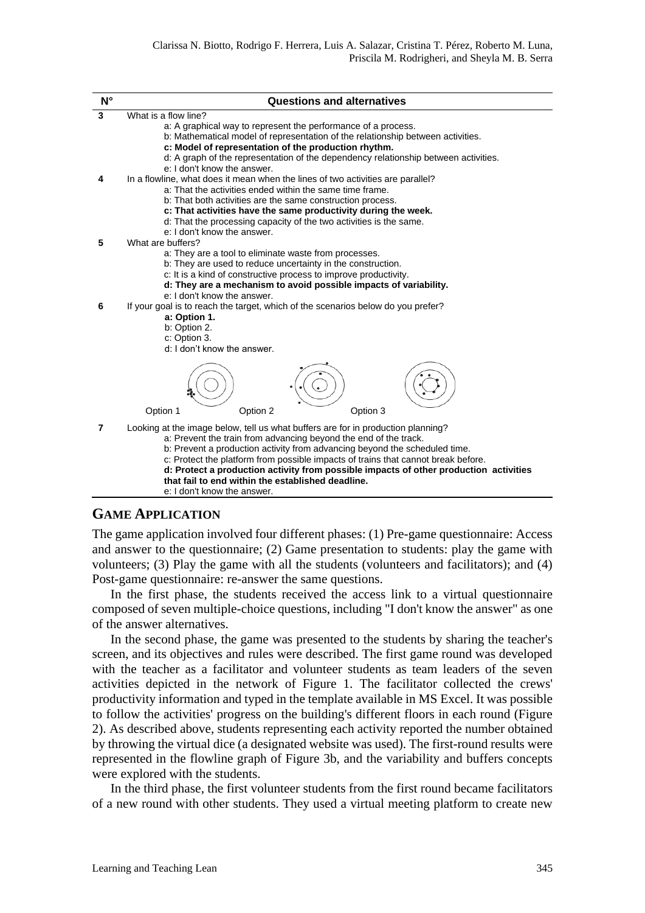| N° | Questions and alternatives |
|---|---|
| 3 | What is a flow line?<br>a: A graphical way to represent the performance of a process.<br>b: Mathematical model of representation of the relationship between activities.<br>**c: Model of representation of the production rhythm.**<br>d: A graph of the representation of the dependency relationship between activities.<br>e: I don't know the answer. |
| 4 | In a flowline, what does it mean when the lines of two activities are parallel?<br>a: That the activities ended within the same time frame.<br>b: That both activities are the same construction process.<br>**c: That activities have the same productivity during the week.**<br>d: That the processing capacity of the two activities is the same.<br>e: I don't know the answer. |
| 5 | What are buffers?<br>a: They are a tool to eliminate waste from processes.<br>b: They are used to reduce uncertainty in the construction.<br>c: It is a kind of constructive process to improve productivity.<br>**d: They are a mechanism to avoid possible impacts of variability.**<br>e: I don't know the answer. |
| 6 | If your goal is to reach the target, which of the scenarios below do you prefer?<br>**a: Option 1.**<br>b: Option 2.<br>c: Option 3.<br>d: I don't know the answer.<br>Option 1 Option 2 Option 3 |
| 7 | Looking at the image below, tell us what buffers are for in production planning?<br>a: Prevent the train from advancing beyond the end of the track.<br>b: Prevent a production activity from advancing beyond the scheduled time.<br>c: Protect the platform from possible impacts of trains that cannot break before.<br>**d: Protect a production activity from possible impacts of other production activities that fail to end within the established deadline.**<br>e: I don't know the answer. |

## GAME APPLICATION

The game application involved four different phases: (1) Pre-game questionnaire: Access and answer to the questionnaire; (2) Game presentation to students: play the game with volunteers; (3) Play the game with all the students (volunteers and facilitators); and (4) Post-game questionnaire: re-answer the same questions.

In the first phase, the students received the access link to a virtual questionnaire composed of seven multiple-choice questions, including "I don't know the answer" as one of the answer alternatives.

In the second phase, the game was presented to the students by sharing the teacher's screen, and its objectives and rules were described. The first game round was developed with the teacher as a facilitator and volunteer students as team leaders of the seven activities depicted in the network of Figure 1. The facilitator collected the crews' productivity information and typed in the template available in MS Excel. It was possible to follow the activities' progress on the building's different floors in each round (Figure 2). As described above, students representing each activity reported the number obtained by throwing the virtual dice (a designated website was used). The first-round results were represented in the flowline graph of Figure 3b, and the variability and buffers concepts were explored with the students.

In the third phase, the first volunteer students from the first round became facilitators of a new round with other students. They used a virtual meeting platform to create new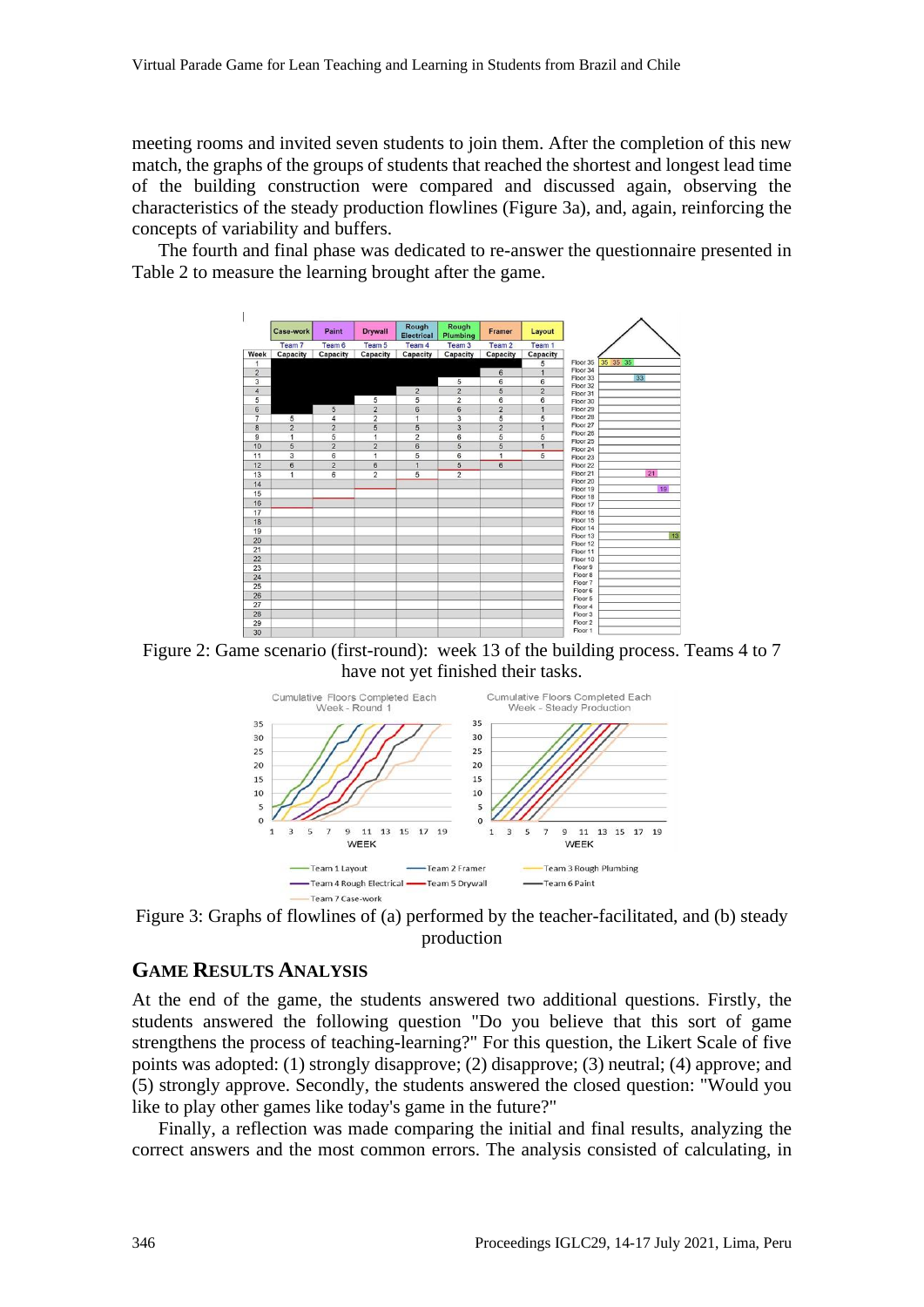meeting rooms and invited seven students to join them. After the completion of this new match, the graphs of the groups of students that reached the shortest and longest lead time of the building construction were compared and discussed again, observing the characteristics of the steady production flowlines (Figure 3a), and, again, reinforcing the concepts of variability and buffers.

The fourth and final phase was dedicated to re-answer the questionnaire presented in Table 2 to measure the learning brought after the game.

Figure 2: Game scenario (first-round): week 13 of the building process. Teams 4 to 7 have not yet finished their tasks.

Figure 3: Graphs of flowlines of (a) performed by the teacher-facilitated, and (b) steady production

## Game Results Analysis

At the end of the game, the students answered two additional questions. Firstly, the students answered the following question "Do you believe that this sort of game strengthens the process of teaching-learning?" For this question, the Likert Scale of five points was adopted: (1) strongly disapprove; (2) disapprove; (3) neutral; (4) approve; and (5) strongly approve. Secondly, the students answered the closed question: "Would you like to play other games like today's game in the future?"

Finally, a reflection was made comparing the initial and final results, analyzing the correct answers and the most common errors. The analysis consisted of calculating, in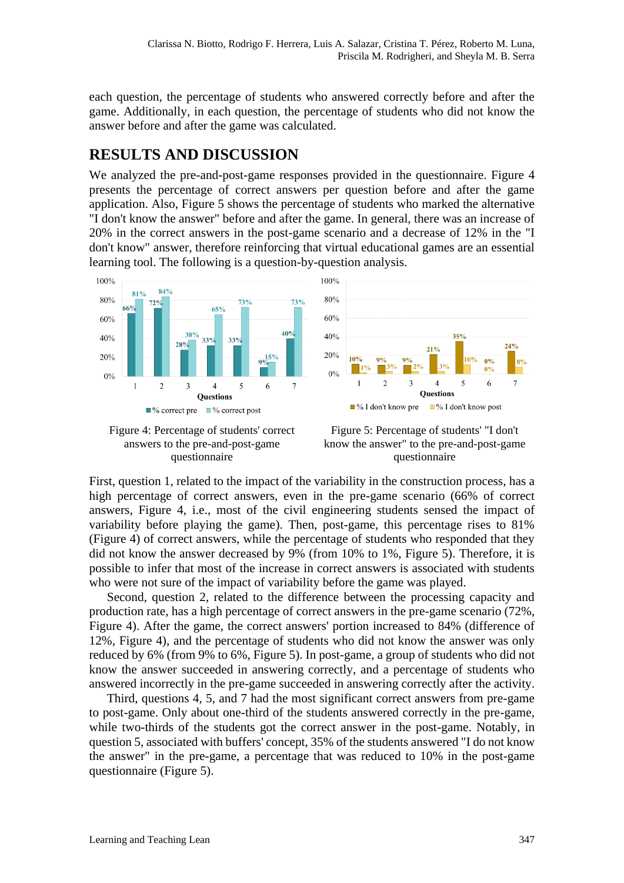each question, the percentage of students who answered correctly before and after the game. Additionally, in each question, the percentage of students who did not know the answer before and after the game was calculated.

## RESULTS AND DISCUSSION

We analyzed the pre-and-post-game responses provided in the questionnaire. Figure 4 presents the percentage of correct answers per question before and after the game application. Also, Figure 5 shows the percentage of students who marked the alternative "I don't know the answer" before and after the game. In general, there was an increase of 20% in the correct answers in the post-game scenario and a decrease of 12% in the "I don't know" answer, therefore reinforcing that virtual educational games are an essential learning tool. The following is a question-by-question analysis.

Figure 4: Percentage of students' correct answers to the pre-and-post-game questionnaire

Figure 5: Percentage of students' "I don't know the answer" to the pre-and-post-game questionnaire

First, question 1, related to the impact of the variability in the construction process, has a high percentage of correct answers, even in the pre-game scenario (66% of correct answers, Figure 4, i.e., most of the civil engineering students sensed the impact of variability before playing the game). Then, post-game, this percentage rises to 81% (Figure 4) of correct answers, while the percentage of students who responded that they did not know the answer decreased by 9% (from 10% to 1%, Figure 5). Therefore, it is possible to infer that most of the increase in correct answers is associated with students who were not sure of the impact of variability before the game was played.

Second, question 2, related to the difference between the processing capacity and production rate, has a high percentage of correct answers in the pre-game scenario (72%, Figure 4). After the game, the correct answers' portion increased to 84% (difference of 12%, Figure 4), and the percentage of students who did not know the answer was only reduced by 6% (from 9% to 6%, Figure 5). In post-game, a group of students who did not know the answer succeeded in answering correctly, and a percentage of students who answered incorrectly in the pre-game succeeded in answering correctly after the activity.

Third, questions 4, 5, and 7 had the most significant correct answers from pre-game to post-game. Only about one-third of the students answered correctly in the pre-game, while two-thirds of the students got the correct answer in the post-game. Notably, in question 5, associated with buffers' concept, 35% of the students answered "I do not know the answer" in the pre-game, a percentage that was reduced to 10% in the post-game questionnaire (Figure 5).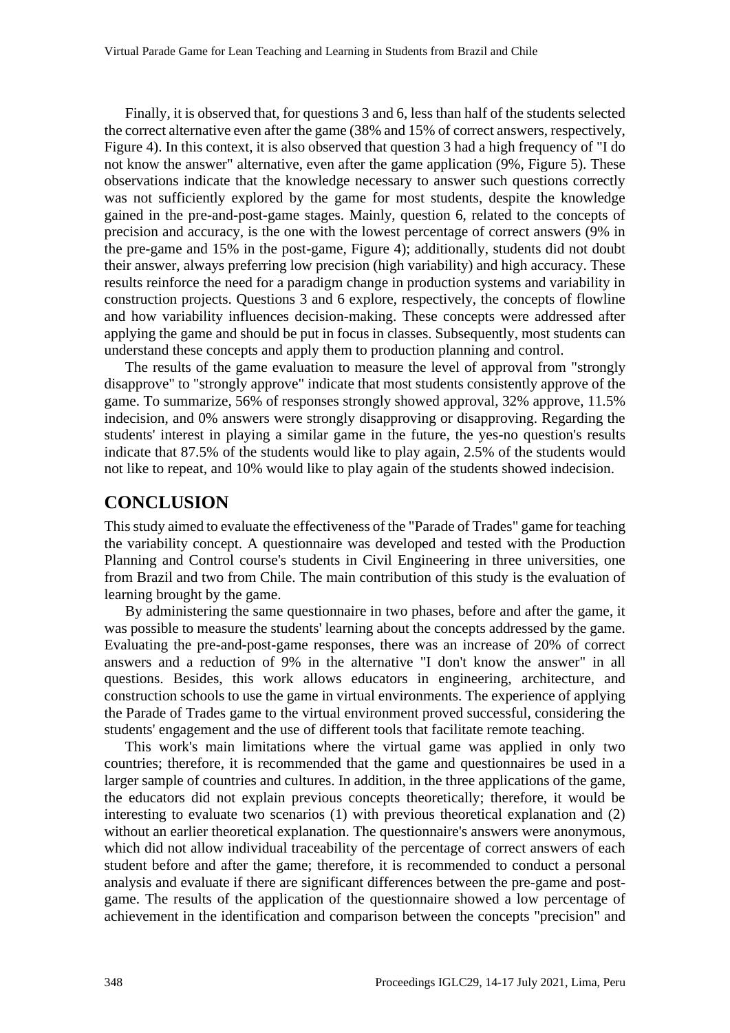Finally, it is observed that, for questions 3 and 6, less than half of the students selected the correct alternative even after the game (38% and 15% of correct answers, respectively, Figure 4). In this context, it is also observed that question 3 had a high frequency of "I do not know the answer" alternative, even after the game application (9%, Figure 5). These observations indicate that the knowledge necessary to answer such questions correctly was not sufficiently explored by the game for most students, despite the knowledge gained in the pre-and-post-game stages. Mainly, question 6, related to the concepts of precision and accuracy, is the one with the lowest percentage of correct answers (9% in the pre-game and 15% in the post-game, Figure 4); additionally, students did not doubt their answer, always preferring low precision (high variability) and high accuracy. These results reinforce the need for a paradigm change in production systems and variability in construction projects. Questions 3 and 6 explore, respectively, the concepts of flowline and how variability influences decision-making. These concepts were addressed after applying the game and should be put in focus in classes. Subsequently, most students can understand these concepts and apply them to production planning and control.

The results of the game evaluation to measure the level of approval from "strongly disapprove" to "strongly approve" indicate that most students consistently approve of the game. To summarize, 56% of responses strongly showed approval, 32% approve, 11.5% indecision, and 0% answers were strongly disapproving or disapproving. Regarding the students' interest in playing a similar game in the future, the yes-no question's results indicate that 87.5% of the students would like to play again, 2.5% of the students would not like to repeat, and 10% would like to play again of the students showed indecision.

## CONCLUSION

This study aimed to evaluate the effectiveness of the "Parade of Trades" game for teaching the variability concept. A questionnaire was developed and tested with the Production Planning and Control course's students in Civil Engineering in three universities, one from Brazil and two from Chile. The main contribution of this study is the evaluation of learning brought by the game.

By administering the same questionnaire in two phases, before and after the game, it was possible to measure the students' learning about the concepts addressed by the game. Evaluating the pre-and-post-game responses, there was an increase of 20% of correct answers and a reduction of 9% in the alternative "I don't know the answer" in all questions. Besides, this work allows educators in engineering, architecture, and construction schools to use the game in virtual environments. The experience of applying the Parade of Trades game to the virtual environment proved successful, considering the students' engagement and the use of different tools that facilitate remote teaching.

This work's main limitations where the virtual game was applied in only two countries; therefore, it is recommended that the game and questionnaires be used in a larger sample of countries and cultures. In addition, in the three applications of the game, the educators did not explain previous concepts theoretically; therefore, it would be interesting to evaluate two scenarios (1) with previous theoretical explanation and (2) without an earlier theoretical explanation. The questionnaire's answers were anonymous, which did not allow individual traceability of the percentage of correct answers of each student before and after the game; therefore, it is recommended to conduct a personal analysis and evaluate if there are significant differences between the pre-game and post-game. The results of the application of the questionnaire showed a low percentage of achievement in the identification and comparison between the concepts "precision" and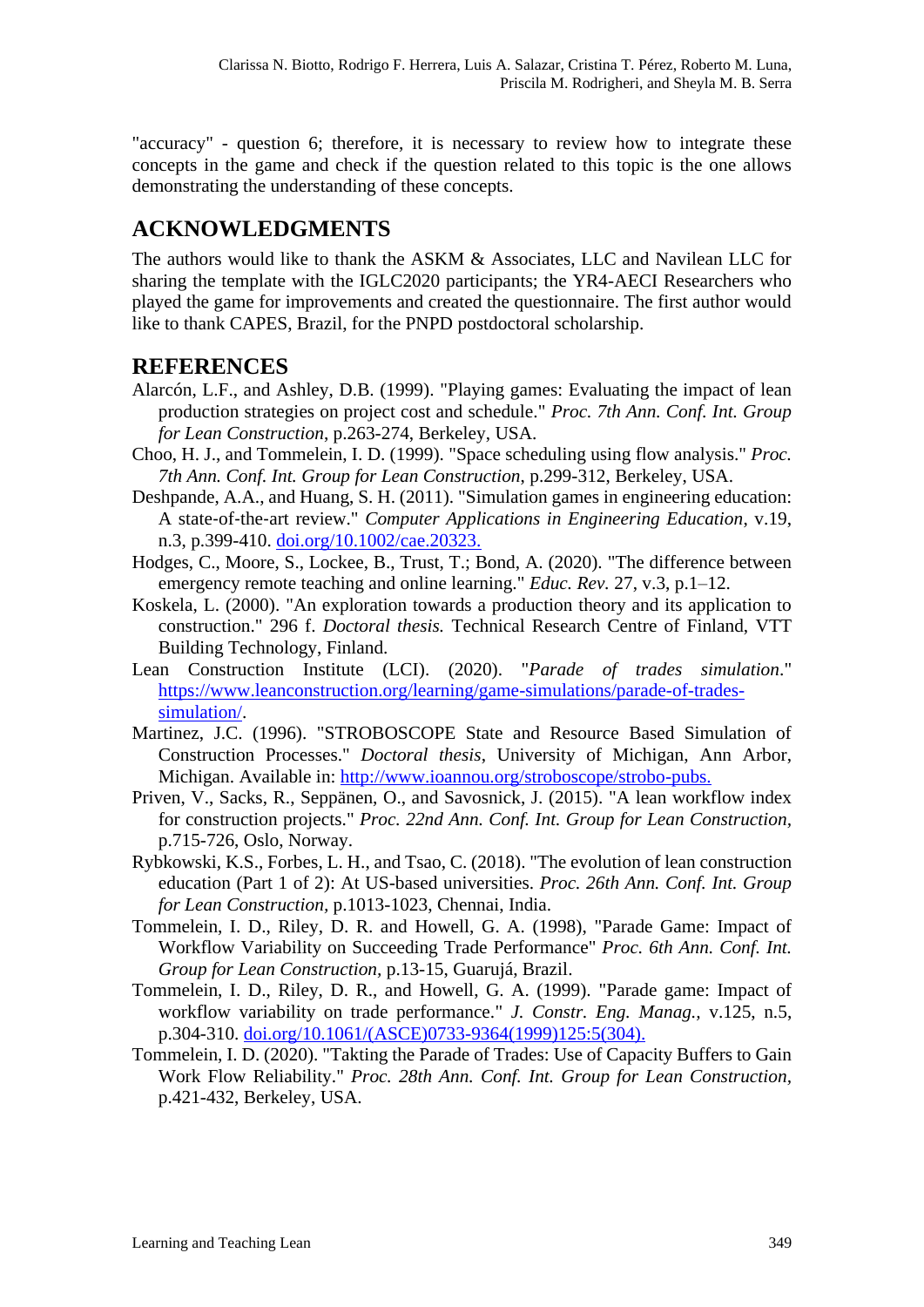"accuracy" - question 6; therefore, it is necessary to review how to integrate these concepts in the game and check if the question related to this topic is the one allows demonstrating the understanding of these concepts.

## ACKNOWLEDGMENTS

The authors would like to thank the ASKM & Associates, LLC and Navilean LLC for sharing the template with the IGLC2020 participants; the YR4-AECI Researchers who played the game for improvements and created the questionnaire. The first author would like to thank CAPES, Brazil, for the PNPD postdoctoral scholarship.

## REFERENCES

Alarcón, L.F., and Ashley, D.B. (1999). "Playing games: Evaluating the impact of lean production strategies on project cost and schedule." *Proc. 7th Ann. Conf. Int. Group for Lean Construction*, p.263-274, Berkeley, USA.

Choo, H. J., and Tommelein, I. D. (1999). "Space scheduling using flow analysis." *Proc. 7th Ann. Conf. Int. Group for Lean Construction*, p.299-312, Berkeley, USA.

Deshpande, A.A., and Huang, S. H. (2011). "Simulation games in engineering education: A state-of-the-art review." *Computer Applications in Engineering Education*, v.19, n.3, p.399-410. doi.org/10.1002/cae.20323.

Hodges, C., Moore, S., Lockee, B., Trust, T.; Bond, A. (2020). "The difference between emergency remote teaching and online learning." *Educ. Rev.* 27, v.3, p.1–12.

Koskela, L. (2000). "An exploration towards a production theory and its application to construction." 296 f. *Doctoral thesis.* Technical Research Centre of Finland, VTT Building Technology, Finland.

Lean Construction Institute (LCI). (2020). "*Parade of trades simulation*." https://www.leanconstruction.org/learning/game-simulations/parade-of-trades-simulation/.

Martinez, J.C. (1996). "STROBOSCOPE State and Resource Based Simulation of Construction Processes." *Doctoral thesis*, University of Michigan, Ann Arbor, Michigan. Available in: http://www.ioannou.org/stroboscope/strobo-pubs.

Priven, V., Sacks, R., Seppänen, O., and Savosnick, J. (2015). "A lean workflow index for construction projects." *Proc. 22nd Ann. Conf. Int. Group for Lean Construction*, p.715-726, Oslo, Norway.

Rybkowski, K.S., Forbes, L. H., and Tsao, C. (2018). "The evolution of lean construction education (Part 1 of 2): At US-based universities. *Proc. 26th Ann. Conf. Int. Group for Lean Construction,* p.1013-1023, Chennai, India.

Tommelein, I. D., Riley, D. R. and Howell, G. A. (1998), "Parade Game: Impact of Workflow Variability on Succeeding Trade Performance" *Proc. 6th Ann. Conf. Int. Group for Lean Construction*, p.13-15, Guarujá, Brazil.

Tommelein, I. D., Riley, D. R., and Howell, G. A. (1999). "Parade game: Impact of workflow variability on trade performance." *J. Constr. Eng. Manag.*, v.125, n.5, p.304-310. doi.org/10.1061/(ASCE)0733-9364(1999)125:5(304).

Tommelein, I. D. (2020). "Takting the Parade of Trades: Use of Capacity Buffers to Gain Work Flow Reliability." *Proc. 28th Ann. Conf. Int. Group for Lean Construction*, p.421-432, Berkeley, USA.